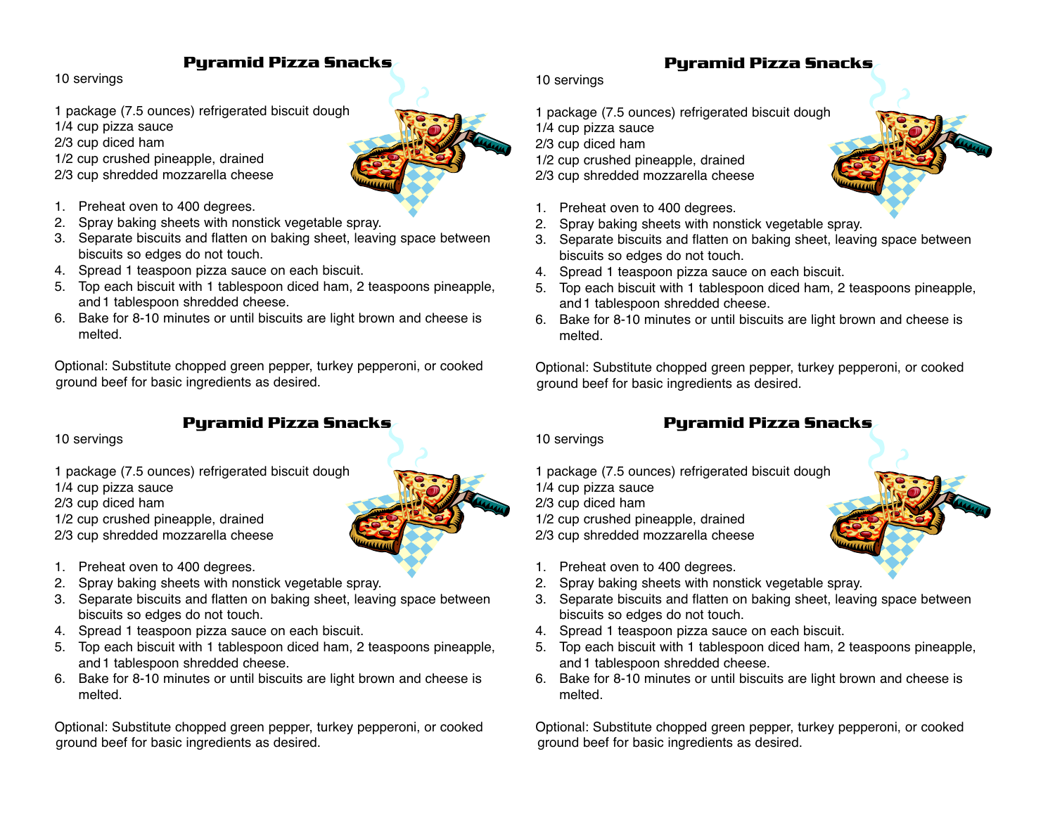## Pyramid Pizza Snacks

10 servings

1 package (7.5 ounces) refrigerated biscuit dough
1/4 cup pizza sauce
2/3 cup diced ham
1/2 cup crushed pineapple, drained
2/3 cup shredded mozzarella cheese

1. Preheat oven to 400 degrees.
2. Spray baking sheets with nonstick vegetable spray.
3. Separate biscuits and flatten on baking sheet, leaving space between biscuits so edges do not touch.
4. Spread 1 teaspoon pizza sauce on each biscuit.
5. Top each biscuit with 1 tablespoon diced ham, 2 teaspoons pineapple, and 1 tablespoon shredded cheese.
6. Bake for 8-10 minutes or until biscuits are light brown and cheese is melted.

Optional: Substitute chopped green pepper, turkey pepperoni, or cooked ground beef for basic ingredients as desired.

## Pyramid Pizza Snacks

10 servings

1 package (7.5 ounces) refrigerated biscuit dough
1/4 cup pizza sauce
2/3 cup diced ham
1/2 cup crushed pineapple, drained
2/3 cup shredded mozzarella cheese

1. Preheat oven to 400 degrees.
2. Spray baking sheets with nonstick vegetable spray.
3. Separate biscuits and flatten on baking sheet, leaving space between biscuits so edges do not touch.
4. Spread 1 teaspoon pizza sauce on each biscuit.
5. Top each biscuit with 1 tablespoon diced ham, 2 teaspoons pineapple, and 1 tablespoon shredded cheese.
6. Bake for 8-10 minutes or until biscuits are light brown and cheese is melted.

Optional: Substitute chopped green pepper, turkey pepperoni, or cooked ground beef for basic ingredients as desired.

## Pyramid Pizza Snacks

10 servings

1 package (7.5 ounces) refrigerated biscuit dough
1/4 cup pizza sauce
2/3 cup diced ham
1/2 cup crushed pineapple, drained
2/3 cup shredded mozzarella cheese

1. Preheat oven to 400 degrees.
2. Spray baking sheets with nonstick vegetable spray.
3. Separate biscuits and flatten on baking sheet, leaving space between biscuits so edges do not touch.
4. Spread 1 teaspoon pizza sauce on each biscuit.
5. Top each biscuit with 1 tablespoon diced ham, 2 teaspoons pineapple, and 1 tablespoon shredded cheese.
6. Bake for 8-10 minutes or until biscuits are light brown and cheese is melted.

Optional: Substitute chopped green pepper, turkey pepperoni, or cooked ground beef for basic ingredients as desired.

## Pyramid Pizza Snacks

10 servings

1 package (7.5 ounces) refrigerated biscuit dough
1/4 cup pizza sauce
2/3 cup diced ham
1/2 cup crushed pineapple, drained
2/3 cup shredded mozzarella cheese

1. Preheat oven to 400 degrees.
2. Spray baking sheets with nonstick vegetable spray.
3. Separate biscuits and flatten on baking sheet, leaving space between biscuits so edges do not touch.
4. Spread 1 teaspoon pizza sauce on each biscuit.
5. Top each biscuit with 1 tablespoon diced ham, 2 teaspoons pineapple, and 1 tablespoon shredded cheese.
6. Bake for 8-10 minutes or until biscuits are light brown and cheese is melted.

Optional: Substitute chopped green pepper, turkey pepperoni, or cooked ground beef for basic ingredients as desired.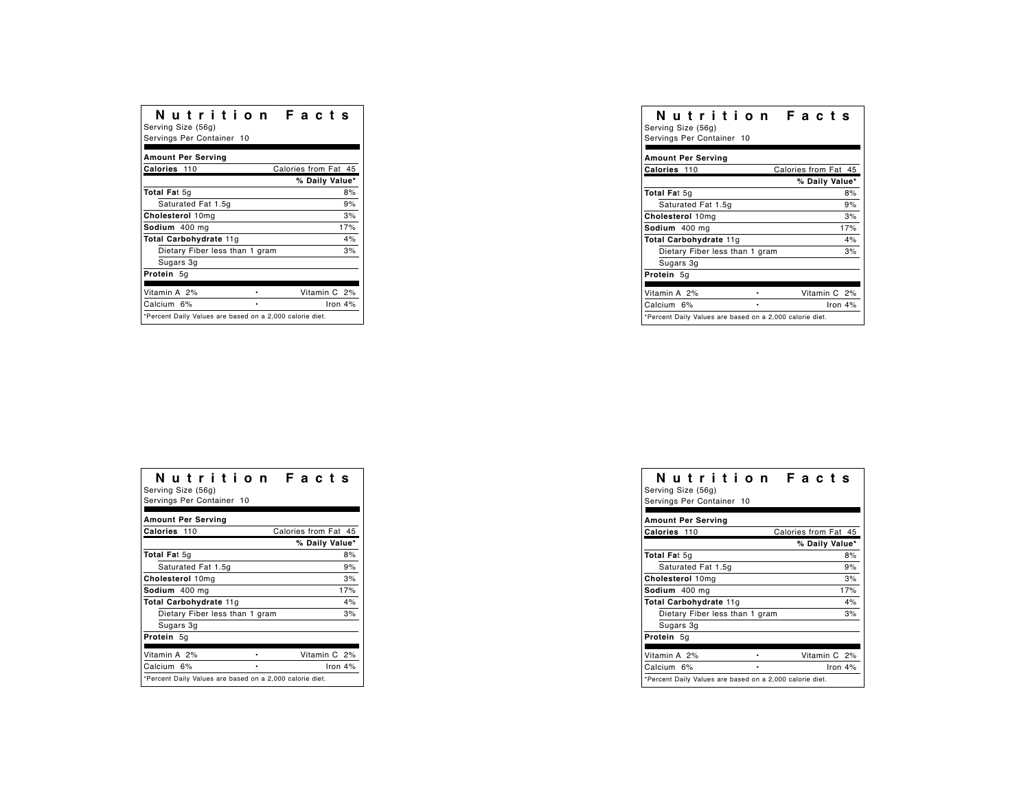# Nutrition Facts

Serving Size (56g)
Servings Per Container 10

| Amount Per Serving | |
|---|---|
| **Calories** 110 | Calories from Fat 45 |
| | **% Daily Value*** |
| **Total Fat** 5g | 8% |
| Saturated Fat 1.5g | 9% |
| **Cholesterol** 10mg | 3% |
| **Sodium** 400 mg | 17% |
| **Total Carbohydrate** 11g | 4% |
| Dietary Fiber less than 1 gram | 3% |
| Sugars 3g | |
| **Protein** 5g | |

| | | |
|---|---|---|
| Vitamin A 2% | • | Vitamin C 2% |
| Calcium 6% | • | Iron 4% |

*Percent Daily Values are based on a 2,000 calorie diet.

# Nutrition Facts

Serving Size (56g)
Servings Per Container 10

| Amount Per Serving | |
|---|---|
| **Calories** 110 | Calories from Fat 45 |
| | **% Daily Value*** |
| **Total Fat** 5g | 8% |
| Saturated Fat 1.5g | 9% |
| **Cholesterol** 10mg | 3% |
| **Sodium** 400 mg | 17% |
| **Total Carbohydrate** 11g | 4% |
| Dietary Fiber less than 1 gram | 3% |
| Sugars 3g | |
| **Protein** 5g | |

| | | |
|---|---|---|
| Vitamin A 2% | • | Vitamin C 2% |
| Calcium 6% | • | Iron 4% |

*Percent Daily Values are based on a 2,000 calorie diet.

# Nutrition Facts

Serving Size (56g)
Servings Per Container 10

| Amount Per Serving | |
|---|---|
| **Calories** 110 | Calories from Fat 45 |
| | **% Daily Value*** |
| **Total Fat** 5g | 8% |
| Saturated Fat 1.5g | 9% |
| **Cholesterol** 10mg | 3% |
| **Sodium** 400 mg | 17% |
| **Total Carbohydrate** 11g | 4% |
| Dietary Fiber less than 1 gram | 3% |
| Sugars 3g | |
| **Protein** 5g | |

| | | |
|---|---|---|
| Vitamin A 2% | • | Vitamin C 2% |
| Calcium 6% | • | Iron 4% |

*Percent Daily Values are based on a 2,000 calorie diet.

# Nutrition Facts

Serving Size (56g)
Servings Per Container 10

| Amount Per Serving | |
|---|---|
| **Calories** 110 | Calories from Fat 45 |
| | **% Daily Value*** |
| **Total Fat** 5g | 8% |
| Saturated Fat 1.5g | 9% |
| **Cholesterol** 10mg | 3% |
| **Sodium** 400 mg | 17% |
| **Total Carbohydrate** 11g | 4% |
| Dietary Fiber less than 1 gram | 3% |
| Sugars 3g | |
| **Protein** 5g | |

| | | |
|---|---|---|
| Vitamin A 2% | • | Vitamin C 2% |
| Calcium 6% | • | Iron 4% |

*Percent Daily Values are based on a 2,000 calorie diet.